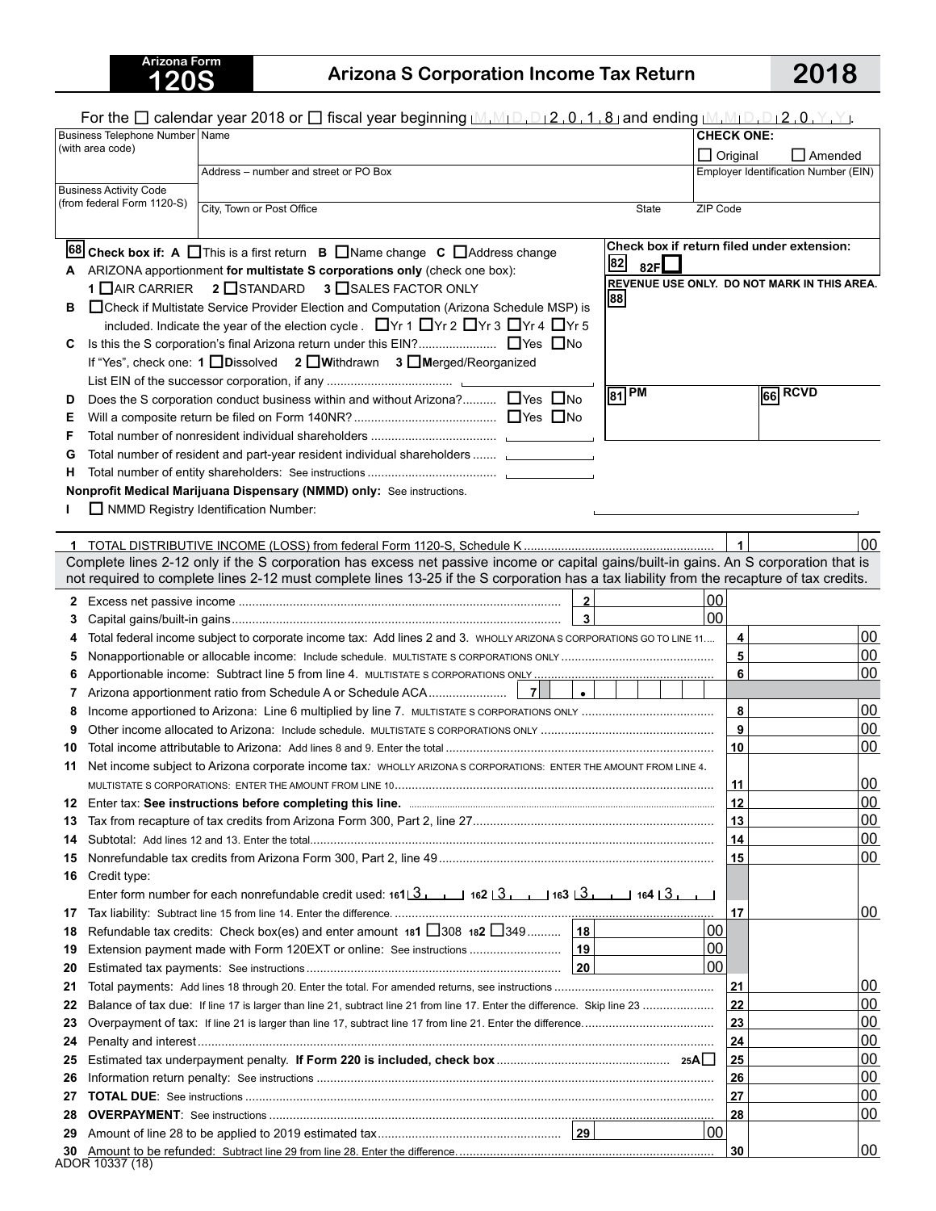# Arizona Form 120S — Arizona S Corporation Income Tax Return — 2018

For the ☐ calendar year 2018 or ☐ fiscal year beginning M M D D 2 0 1 8 and ending M M D D 2 0 Y Y.

| Business Telephone Number (with area code) | Name | CHECK ONE: ☐ Original ☐ Amended |
|---|---|---|
| Business Activity Code (from federal Form 1120-S) | Address – number and street or PO Box | Employer Identification Number (EIN) |
| | City, Town or Post Office / State / ZIP Code | |

**68** **Check box if: A** ☐ This is a first return **B** ☐ Name change **C** ☐ Address change

Check box if return filed under extension: **82** 82F ☐

REVENUE USE ONLY. DO NOT MARK IN THIS AREA. **88**

**81** PM **66** RCVD

**A** ARIZONA apportionment **for multistate S corporations only** (check one box):
1 ☐ AIR CARRIER 2 ☐ STANDARD 3 ☐ SALES FACTOR ONLY

**B** ☐ Check if Multistate Service Provider Election and Computation (Arizona Schedule MSP) is included. Indicate the year of the election cycle. ☐ Yr 1 ☐ Yr 2 ☐ Yr 3 ☐ Yr 4 ☐ Yr 5

**C** Is this the S corporation's final Arizona return under this EIN? ☐ Yes ☐ No
If "Yes", check one: 1 ☐ **D**issolved 2 ☐ **W**ithdrawn 3 ☐ **M**erged/Reorganized
List EIN of the successor corporation, if any ______

**D** Does the S corporation conduct business within and without Arizona? ☐ Yes ☐ No

**E** Will a composite return be filed on Form 140NR? ☐ Yes ☐ No

**F** Total number of nonresident individual shareholders ______

**G** Total number of resident and part-year resident individual shareholders ______

**H** Total number of entity shareholders: See instructions ______

**Nonprofit Medical Marijuana Dispensary (NMMD) only:** See instructions.

**I** ☐ NMMD Registry Identification Number: ______

| Line | Description | Line | Amount |
|---|---|---|---|
| 1 | TOTAL DISTRIBUTIVE INCOME (LOSS) from federal Form 1120-S, Schedule K | 1 | 00 |

Complete lines 2-12 only if the S corporation has excess net passive income or capital gains/built-in gains. An S corporation that is not required to complete lines 2-12 must complete lines 13-25 if the S corporation has a tax liability from the recapture of tax credits.

| Line | Description | Line | Amount |
|---|---|---|---|
| 2 | Excess net passive income | 2 | 00 |
| 3 | Capital gains/built-in gains | 3 | 00 |
| 4 | Total federal income subject to corporate income tax: Add lines 2 and 3. WHOLLY ARIZONA S CORPORATIONS GO TO LINE 11 | 4 | 00 |
| 5 | Nonapportionable or allocable income: Include schedule. MULTISTATE S CORPORATIONS ONLY | 5 | 00 |
| 6 | Apportionable income: Subtract line 5 from line 4. MULTISTATE S CORPORATIONS ONLY | 6 | 00 |
| 7 | Arizona apportionment ratio from Schedule A or Schedule ACA | 7 | • |
| 8 | Income apportioned to Arizona: Line 6 multiplied by line 7. MULTISTATE S CORPORATIONS ONLY | 8 | 00 |
| 9 | Other income allocated to Arizona: Include schedule. MULTISTATE S CORPORATIONS ONLY | 9 | 00 |
| 10 | Total income attributable to Arizona: Add lines 8 and 9. Enter the total | 10 | 00 |
| 11 | Net income subject to Arizona corporate income tax: WHOLLY ARIZONA S CORPORATIONS: ENTER THE AMOUNT FROM LINE 4. MULTISTATE S CORPORATIONS: ENTER THE AMOUNT FROM LINE 10 | 11 | 00 |
| 12 | Enter tax: **See instructions before completing this line.** | 12 | 00 |
| 13 | Tax from recapture of tax credits from Arizona Form 300, Part 2, line 27 | 13 | 00 |
| 14 | Subtotal: Add lines 12 and 13. Enter the total | 14 | 00 |
| 15 | Nonrefundable tax credits from Arizona Form 300, Part 2, line 49 | 15 | 00 |
| 16 | Credit type: Enter form number for each nonrefundable credit used: 161 3__ 162 3__ 163 3__ 164 3__ | | |
| 17 | Tax liability: Subtract line 15 from line 14. Enter the difference | 17 | 00 |
| 18 | Refundable tax credits: Check box(es) and enter amount 181 ☐ 308 182 ☐ 349 | 18 | 00 |
| 19 | Extension payment made with Form 120EXT or online: See instructions | 19 | 00 |
| 20 | Estimated tax payments: See instructions | 20 | 00 |
| 21 | Total payments: Add lines 18 through 20. Enter the total. For amended returns, see instructions | 21 | 00 |
| 22 | Balance of tax due: If line 17 is larger than line 21, subtract line 21 from line 17. Enter the difference. Skip line 23 | 22 | 00 |
| 23 | Overpayment of tax: If line 21 is larger than line 17, subtract line 17 from line 21. Enter the difference | 23 | 00 |
| 24 | Penalty and interest | 24 | 00 |
| 25 | Estimated tax underpayment penalty. **If Form 220 is included, check box** 25A ☐ | 25 | 00 |
| 26 | Information return penalty: See instructions | 26 | 00 |
| 27 | **TOTAL DUE**: See instructions | 27 | 00 |
| 28 | **OVERPAYMENT**: See instructions | 28 | 00 |
| 29 | Amount of line 28 to be applied to 2019 estimated tax | 29 | 00 |
| 30 | Amount to be refunded: Subtract line 29 from line 28. Enter the difference | 30 | 00 |

ADOR 10337 (18)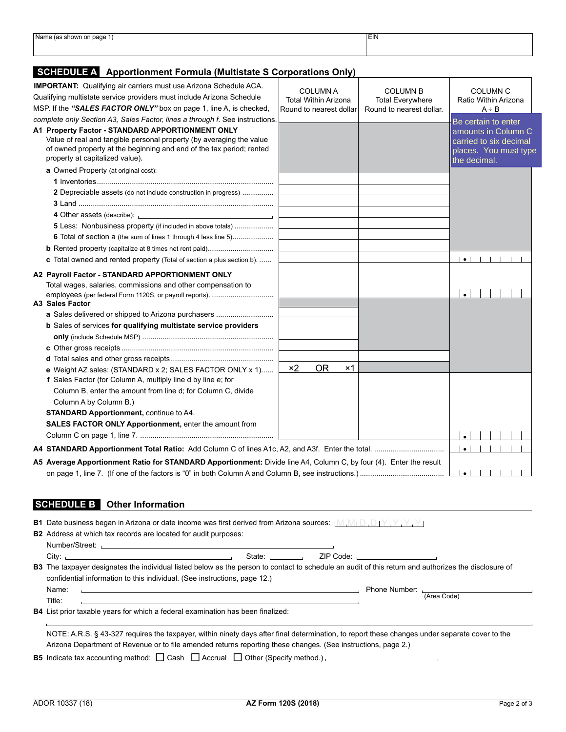| Name (as shown on page 1) | EIN |
|---|---|
| | |

## SCHEDULE A Apportionment Formula (Multistate S Corporations Only)

**IMPORTANT:** Qualifying air carriers must use Arizona Schedule ACA. Qualifying multistate service providers must include Arizona Schedule MSP. If the ***"SALES FACTOR ONLY"*** box on page 1, line A, is checked, *complete only Section A3, Sales Factor, lines a through f.* See instructions.

Be certain to enter amounts in Column C carried to six decimal places. You must type the decimal.

| | COLUMN A Total Within Arizona Round to nearest dollar | COLUMN B Total Everywhere Round to nearest dollar. | COLUMN C Ratio Within Arizona A ÷ B |
|---|---|---|---|
| **A1 Property Factor - STANDARD APPORTIONMENT ONLY** Value of real and tangible personal property (by averaging the value of owned property at the beginning and end of the tax period; rented property at capitalized value). | | | |
| **a** Owned Property (at original cost): | | | |
| **1** Inventories | | | |
| **2** Depreciable assets (do not include construction in progress) | | | |
| **3** Land | | | |
| **4** Other assets (describe): | | | |
| **5** Less: Nonbusiness property (if included in above totals) | | | |
| **6** Total of section a (the sum of lines 1 through 4 less line 5) | | | |
| **b** Rented property (capitalize at 8 times net rent paid) | | | |
| **c** Total owned and rented property (Total of section a plus section b). | | | . |
| **A2 Payroll Factor - STANDARD APPORTIONMENT ONLY** Total wages, salaries, commissions and other compensation to employees (per federal Form 1120S, or payroll reports). | | | . |
| **A3 Sales Factor** | | | |
| **a** Sales delivered or shipped to Arizona purchasers | | | |
| **b** Sales of services **for qualifying multistate service providers only** (include Schedule MSP) | | | |
| **c** Other gross receipts | | | |
| **d** Total sales and other gross receipts | | | |
| **e** Weight AZ sales: (STANDARD x 2; SALES FACTOR ONLY x 1) | ×2 OR ×1 | | |
| **f** Sales Factor (for Column A, multiply line d by line e; for Column B, enter the amount from line d; for Column C, divide Column A by Column B.) **STANDARD Apportionment,** continue to A4. **SALES FACTOR ONLY Apportionment,** enter the amount from Column C on page 1, line 7. | | | . |
| **A4 STANDARD Apportionment Total Ratio:** Add Column C of lines A1c, A2, and A3f. Enter the total. | | | . |
| **A5 Average Apportionment Ratio for STANDARD Apportionment:** Divide line A4, Column C, by four (4). Enter the result on page 1, line 7. (If one of the factors is "0" in both Column A and Column B, see instructions.) | | | . |

## SCHEDULE B Other Information

**B1** Date business began in Arizona or date income was first derived from Arizona sources: M M D D Y Y Y Y

**B2** Address at which tax records are located for audit purposes:

Number/Street: ____________________

City: ____________ State: ______ ZIP Code: ________

**B3** The taxpayer designates the individual listed below as the person to contact to schedule an audit of this return and authorizes the disclosure of confidential information to this individual. (See instructions, page 12.)

Name: ____________________ Phone Number: ________ (Area Code)

Title: ____________________

**B4** List prior taxable years for which a federal examination has been finalized:

____________________

NOTE: A.R.S. § 43-327 requires the taxpayer, within ninety days after final determination, to report these changes under separate cover to the Arizona Department of Revenue or to file amended returns reporting these changes. (See instructions, page 2.)

**B5** Indicate tax accounting method: ☐ Cash ☐ Accrual ☐ Other (Specify method.) ____________

ADOR 10337 (18) **AZ Form 120S (2018)**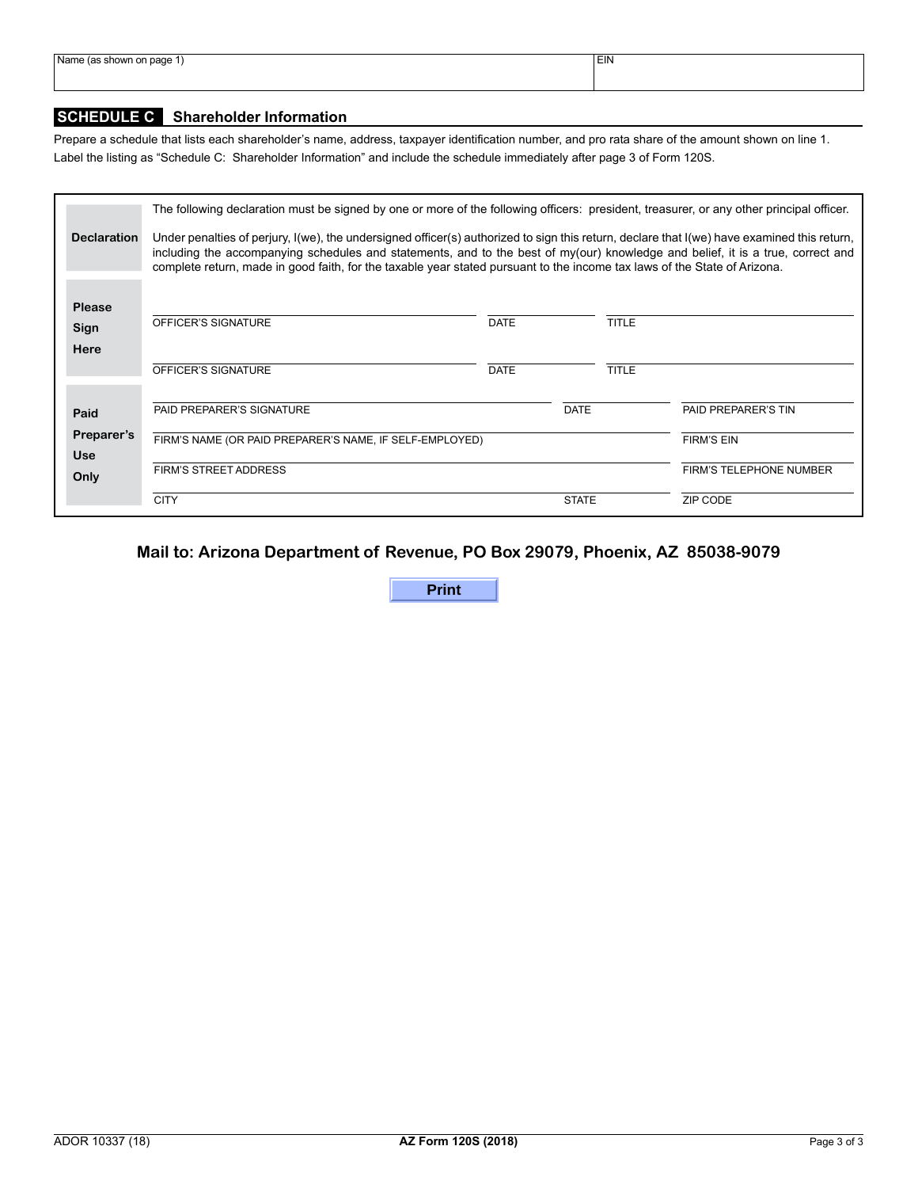| Name (as shown on page 1) | EIN |
| --- | --- |
| | |

## SCHEDULE C Shareholder Information

Prepare a schedule that lists each shareholder's name, address, taxpayer identification number, and pro rata share of the amount shown on line 1. Label the listing as "Schedule C: Shareholder Information" and include the schedule immediately after page 3 of Form 120S.

**Declaration**

The following declaration must be signed by one or more of the following officers: president, treasurer, or any other principal officer.

Under penalties of perjury, I(we), the undersigned officer(s) authorized to sign this return, declare that I(we) have examined this return, including the accompanying schedules and statements, and to the best of my(our) knowledge and belief, it is a true, correct and complete return, made in good faith, for the taxable year stated pursuant to the income tax laws of the State of Arizona.

**Please Sign Here**

| | | |
| --- | --- | --- |
| OFFICER'S SIGNATURE | DATE | TITLE |
| OFFICER'S SIGNATURE | DATE | TITLE |

**Paid Preparer's Use Only**

| | | |
| --- | --- | --- |
| PAID PREPARER'S SIGNATURE | DATE | PAID PREPARER'S TIN |
| FIRM'S NAME (OR PAID PREPARER'S NAME, IF SELF-EMPLOYED) | | FIRM'S EIN |
| FIRM'S STREET ADDRESS | | FIRM'S TELEPHONE NUMBER |
| CITY | STATE | ZIP CODE |

**Mail to: Arizona Department of Revenue, PO Box 29079, Phoenix, AZ 85038-9079**

Print

ADOR 10337 (18) **AZ Form 120S (2018)**